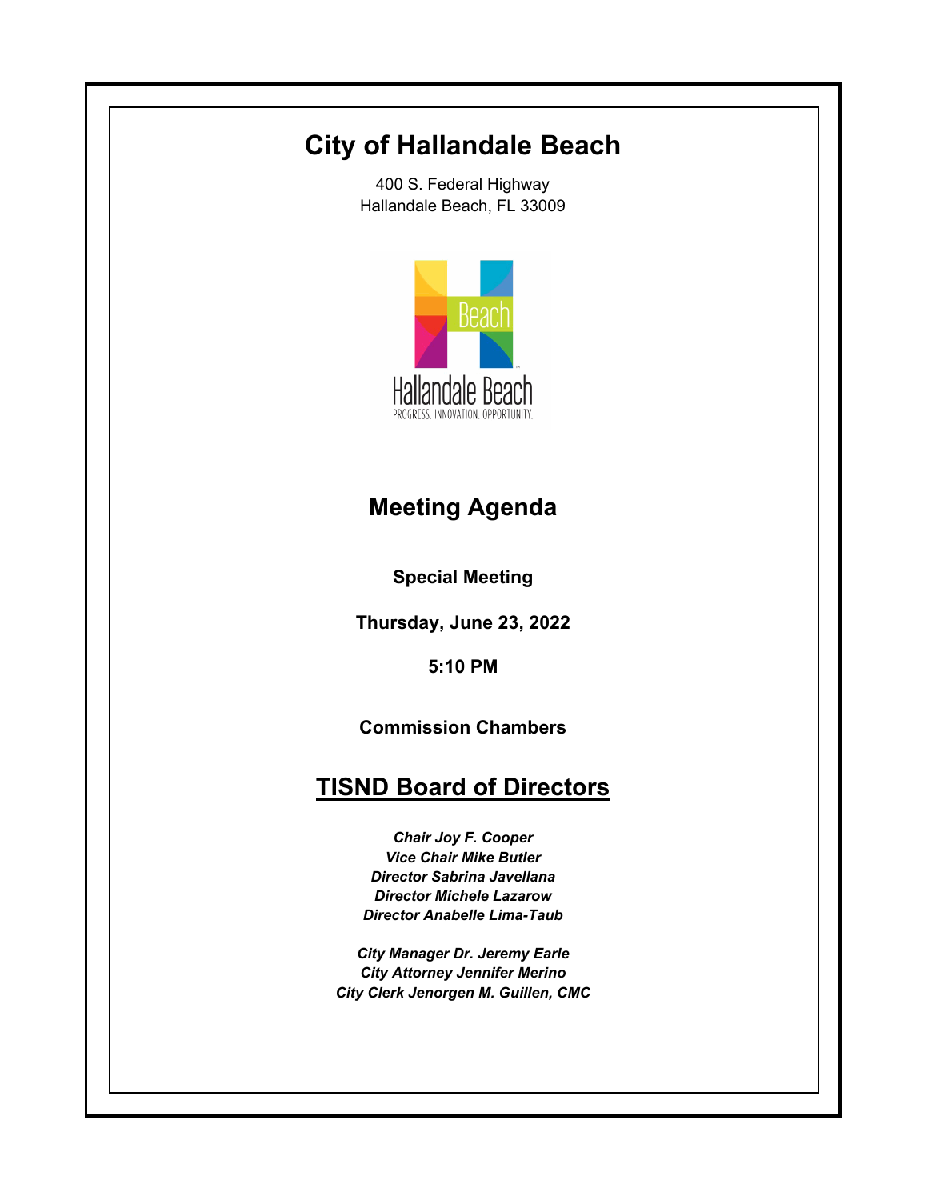# City of Hallandale Beach

400 S. Federal Highway
Hallandale Beach, FL 33009

## Meeting Agenda

**Special Meeting**

**Thursday, June 23, 2022**

**5:10 PM**

**Commission Chambers**

## TISND Board of Directors

***Chair Joy F. Cooper***
***Vice Chair Mike Butler***
***Director Sabrina Javellana***
***Director Michele Lazarow***
***Director Anabelle Lima-Taub***

***City Manager Dr. Jeremy Earle***
***City Attorney Jennifer Merino***
***City Clerk Jenorgen M. Guillen, CMC***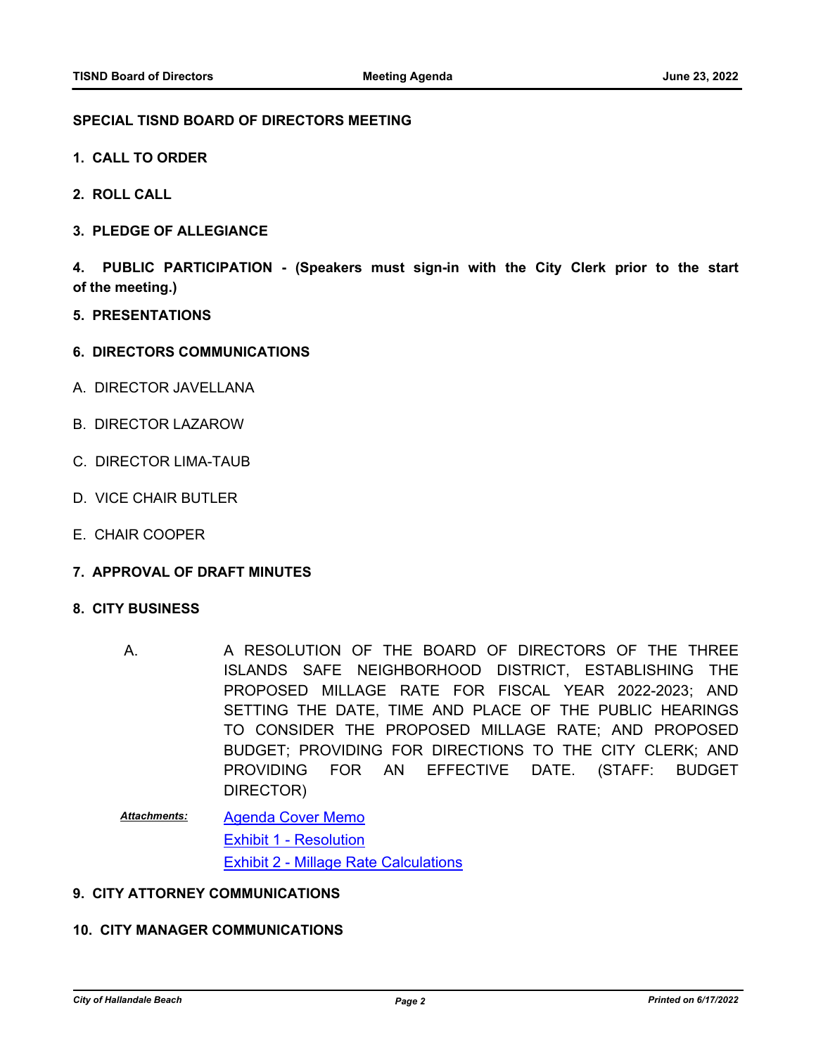**SPECIAL TISND BOARD OF DIRECTORS MEETING**

**1. CALL TO ORDER**

**2. ROLL CALL**

**3. PLEDGE OF ALLEGIANCE**

**4. PUBLIC PARTICIPATION - (Speakers must sign-in with the City Clerk prior to the start of the meeting.)**

**5. PRESENTATIONS**

**6. DIRECTORS COMMUNICATIONS**

A. DIRECTOR JAVELLANA

B. DIRECTOR LAZAROW

C. DIRECTOR LIMA-TAUB

D. VICE CHAIR BUTLER

E. CHAIR COOPER

**7. APPROVAL OF DRAFT MINUTES**

**8. CITY BUSINESS**

A. A RESOLUTION OF THE BOARD OF DIRECTORS OF THE THREE ISLANDS SAFE NEIGHBORHOOD DISTRICT, ESTABLISHING THE PROPOSED MILLAGE RATE FOR FISCAL YEAR 2022-2023; AND SETTING THE DATE, TIME AND PLACE OF THE PUBLIC HEARINGS TO CONSIDER THE PROPOSED MILLAGE RATE; AND PROPOSED BUDGET; PROVIDING FOR DIRECTIONS TO THE CITY CLERK; AND PROVIDING FOR AN EFFECTIVE DATE. (STAFF: BUDGET DIRECTOR)

***Attachments:*** Agenda Cover Memo
Exhibit 1 - Resolution
Exhibit 2 - Millage Rate Calculations

**9. CITY ATTORNEY COMMUNICATIONS**

**10. CITY MANAGER COMMUNICATIONS**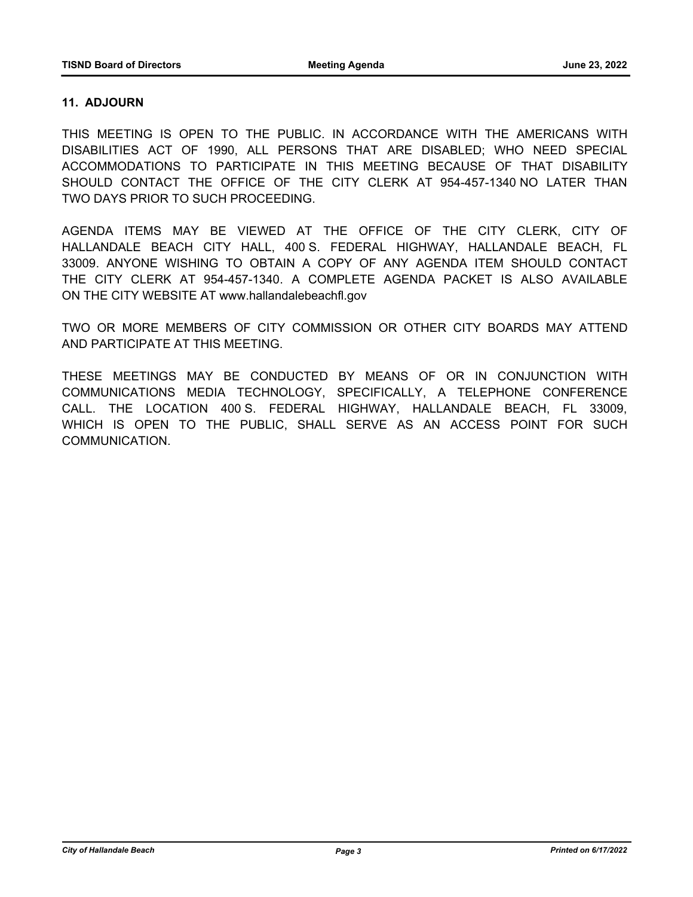## 11. ADJOURN

THIS MEETING IS OPEN TO THE PUBLIC. IN ACCORDANCE WITH THE AMERICANS WITH DISABILITIES ACT OF 1990, ALL PERSONS THAT ARE DISABLED; WHO NEED SPECIAL ACCOMMODATIONS TO PARTICIPATE IN THIS MEETING BECAUSE OF THAT DISABILITY SHOULD CONTACT THE OFFICE OF THE CITY CLERK AT 954-457-1340 NO LATER THAN TWO DAYS PRIOR TO SUCH PROCEEDING.

AGENDA ITEMS MAY BE VIEWED AT THE OFFICE OF THE CITY CLERK, CITY OF HALLANDALE BEACH CITY HALL, 400 S. FEDERAL HIGHWAY, HALLANDALE BEACH, FL 33009. ANYONE WISHING TO OBTAIN A COPY OF ANY AGENDA ITEM SHOULD CONTACT THE CITY CLERK AT 954-457-1340. A COMPLETE AGENDA PACKET IS ALSO AVAILABLE ON THE CITY WEBSITE AT www.hallandalebeachfl.gov

TWO OR MORE MEMBERS OF CITY COMMISSION OR OTHER CITY BOARDS MAY ATTEND AND PARTICIPATE AT THIS MEETING.

THESE MEETINGS MAY BE CONDUCTED BY MEANS OF OR IN CONJUNCTION WITH COMMUNICATIONS MEDIA TECHNOLOGY, SPECIFICALLY, A TELEPHONE CONFERENCE CALL. THE LOCATION 400 S. FEDERAL HIGHWAY, HALLANDALE BEACH, FL 33009, WHICH IS OPEN TO THE PUBLIC, SHALL SERVE AS AN ACCESS POINT FOR SUCH COMMUNICATION.